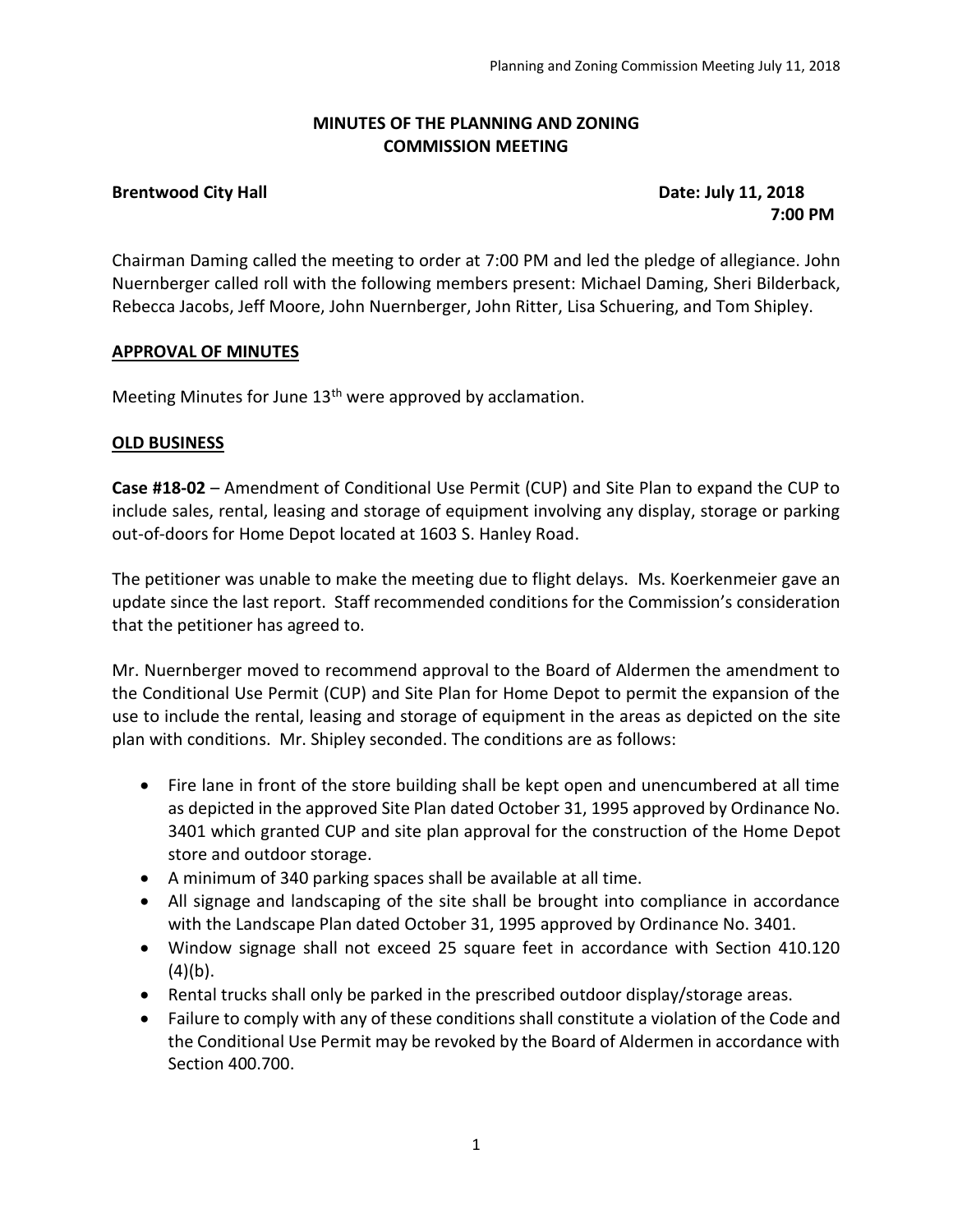# MINUTES OF THE PLANNING AND ZONING COMMISSION MEETING

**Brentwood City Hall** **Date: July 11, 2018**
**7:00 PM**

Chairman Daming called the meeting to order at 7:00 PM and led the pledge of allegiance. John Nuernberger called roll with the following members present: Michael Daming, Sheri Bilderback, Rebecca Jacobs, Jeff Moore, John Nuernberger, John Ritter, Lisa Schuering, and Tom Shipley.

## APPROVAL OF MINUTES

Meeting Minutes for June 13th were approved by acclamation.

## OLD BUSINESS

**Case #18-02** – Amendment of Conditional Use Permit (CUP) and Site Plan to expand the CUP to include sales, rental, leasing and storage of equipment involving any display, storage or parking out-of-doors for Home Depot located at 1603 S. Hanley Road.

The petitioner was unable to make the meeting due to flight delays. Ms. Koerkenmeier gave an update since the last report. Staff recommended conditions for the Commission's consideration that the petitioner has agreed to.

Mr. Nuernberger moved to recommend approval to the Board of Aldermen the amendment to the Conditional Use Permit (CUP) and Site Plan for Home Depot to permit the expansion of the use to include the rental, leasing and storage of equipment in the areas as depicted on the site plan with conditions. Mr. Shipley seconded. The conditions are as follows:

- Fire lane in front of the store building shall be kept open and unencumbered at all time as depicted in the approved Site Plan dated October 31, 1995 approved by Ordinance No. 3401 which granted CUP and site plan approval for the construction of the Home Depot store and outdoor storage.
- A minimum of 340 parking spaces shall be available at all time.
- All signage and landscaping of the site shall be brought into compliance in accordance with the Landscape Plan dated October 31, 1995 approved by Ordinance No. 3401.
- Window signage shall not exceed 25 square feet in accordance with Section 410.120 (4)(b).
- Rental trucks shall only be parked in the prescribed outdoor display/storage areas.
- Failure to comply with any of these conditions shall constitute a violation of the Code and the Conditional Use Permit may be revoked by the Board of Aldermen in accordance with Section 400.700.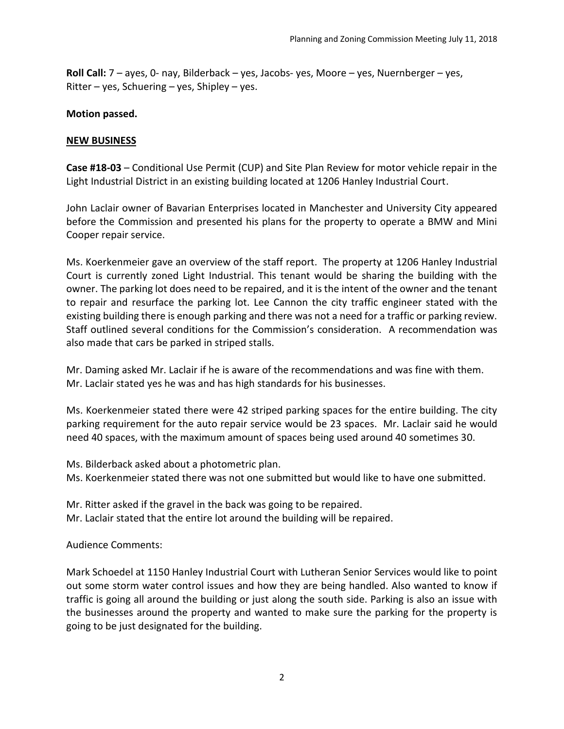**Roll Call:** 7 – ayes, 0- nay, Bilderback – yes, Jacobs- yes, Moore – yes, Nuernberger – yes, Ritter – yes, Schuering – yes, Shipley – yes.

**Motion passed.**

**NEW BUSINESS**

**Case #18-03** – Conditional Use Permit (CUP) and Site Plan Review for motor vehicle repair in the Light Industrial District in an existing building located at 1206 Hanley Industrial Court.

John Laclair owner of Bavarian Enterprises located in Manchester and University City appeared before the Commission and presented his plans for the property to operate a BMW and Mini Cooper repair service.

Ms. Koerkenmeier gave an overview of the staff report. The property at 1206 Hanley Industrial Court is currently zoned Light Industrial. This tenant would be sharing the building with the owner. The parking lot does need to be repaired, and it is the intent of the owner and the tenant to repair and resurface the parking lot. Lee Cannon the city traffic engineer stated with the existing building there is enough parking and there was not a need for a traffic or parking review. Staff outlined several conditions for the Commission's consideration. A recommendation was also made that cars be parked in striped stalls.

Mr. Daming asked Mr. Laclair if he is aware of the recommendations and was fine with them.
Mr. Laclair stated yes he was and has high standards for his businesses.

Ms. Koerkenmeier stated there were 42 striped parking spaces for the entire building. The city parking requirement for the auto repair service would be 23 spaces. Mr. Laclair said he would need 40 spaces, with the maximum amount of spaces being used around 40 sometimes 30.

Ms. Bilderback asked about a photometric plan.
Ms. Koerkenmeier stated there was not one submitted but would like to have one submitted.

Mr. Ritter asked if the gravel in the back was going to be repaired.
Mr. Laclair stated that the entire lot around the building will be repaired.

Audience Comments:

Mark Schoedel at 1150 Hanley Industrial Court with Lutheran Senior Services would like to point out some storm water control issues and how they are being handled. Also wanted to know if traffic is going all around the building or just along the south side. Parking is also an issue with the businesses around the property and wanted to make sure the parking for the property is going to be just designated for the building.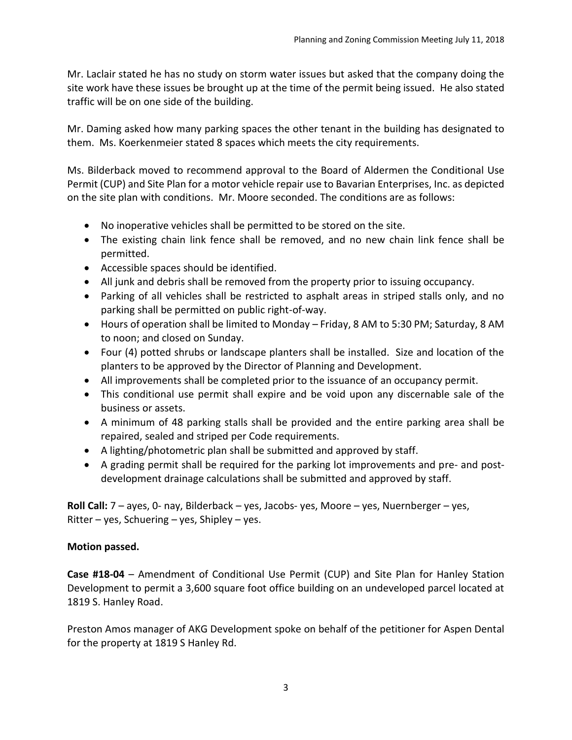Mr. Laclair stated he has no study on storm water issues but asked that the company doing the site work have these issues be brought up at the time of the permit being issued. He also stated traffic will be on one side of the building.

Mr. Daming asked how many parking spaces the other tenant in the building has designated to them. Ms. Koerkenmeier stated 8 spaces which meets the city requirements.

Ms. Bilderback moved to recommend approval to the Board of Aldermen the Conditional Use Permit (CUP) and Site Plan for a motor vehicle repair use to Bavarian Enterprises, Inc. as depicted on the site plan with conditions. Mr. Moore seconded. The conditions are as follows:

- No inoperative vehicles shall be permitted to be stored on the site.
- The existing chain link fence shall be removed, and no new chain link fence shall be permitted.
- Accessible spaces should be identified.
- All junk and debris shall be removed from the property prior to issuing occupancy.
- Parking of all vehicles shall be restricted to asphalt areas in striped stalls only, and no parking shall be permitted on public right-of-way.
- Hours of operation shall be limited to Monday – Friday, 8 AM to 5:30 PM; Saturday, 8 AM to noon; and closed on Sunday.
- Four (4) potted shrubs or landscape planters shall be installed. Size and location of the planters to be approved by the Director of Planning and Development.
- All improvements shall be completed prior to the issuance of an occupancy permit.
- This conditional use permit shall expire and be void upon any discernable sale of the business or assets.
- A minimum of 48 parking stalls shall be provided and the entire parking area shall be repaired, sealed and striped per Code requirements.
- A lighting/photometric plan shall be submitted and approved by staff.
- A grading permit shall be required for the parking lot improvements and pre- and post-development drainage calculations shall be submitted and approved by staff.

**Roll Call:** 7 – ayes, 0- nay, Bilderback – yes, Jacobs- yes, Moore – yes, Nuernberger – yes, Ritter – yes, Schuering – yes, Shipley – yes.

**Motion passed.**

**Case #18-04** – Amendment of Conditional Use Permit (CUP) and Site Plan for Hanley Station Development to permit a 3,600 square foot office building on an undeveloped parcel located at 1819 S. Hanley Road.

Preston Amos manager of AKG Development spoke on behalf of the petitioner for Aspen Dental for the property at 1819 S Hanley Rd.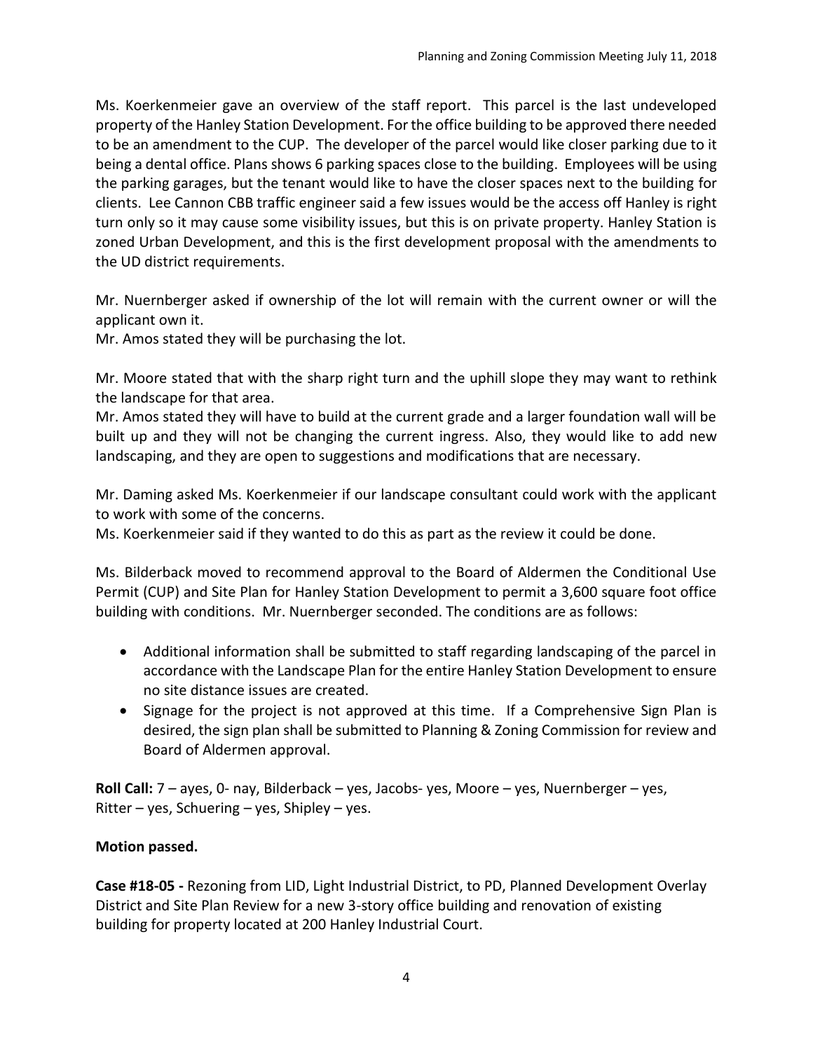Ms. Koerkenmeier gave an overview of the staff report. This parcel is the last undeveloped property of the Hanley Station Development. For the office building to be approved there needed to be an amendment to the CUP. The developer of the parcel would like closer parking due to it being a dental office. Plans shows 6 parking spaces close to the building. Employees will be using the parking garages, but the tenant would like to have the closer spaces next to the building for clients. Lee Cannon CBB traffic engineer said a few issues would be the access off Hanley is right turn only so it may cause some visibility issues, but this is on private property. Hanley Station is zoned Urban Development, and this is the first development proposal with the amendments to the UD district requirements.

Mr. Nuernberger asked if ownership of the lot will remain with the current owner or will the applicant own it.
Mr. Amos stated they will be purchasing the lot.

Mr. Moore stated that with the sharp right turn and the uphill slope they may want to rethink the landscape for that area.
Mr. Amos stated they will have to build at the current grade and a larger foundation wall will be built up and they will not be changing the current ingress. Also, they would like to add new landscaping, and they are open to suggestions and modifications that are necessary.

Mr. Daming asked Ms. Koerkenmeier if our landscape consultant could work with the applicant to work with some of the concerns.
Ms. Koerkenmeier said if they wanted to do this as part as the review it could be done.

Ms. Bilderback moved to recommend approval to the Board of Aldermen the Conditional Use Permit (CUP) and Site Plan for Hanley Station Development to permit a 3,600 square foot office building with conditions. Mr. Nuernberger seconded. The conditions are as follows:

- Additional information shall be submitted to staff regarding landscaping of the parcel in accordance with the Landscape Plan for the entire Hanley Station Development to ensure no site distance issues are created.
- Signage for the project is not approved at this time. If a Comprehensive Sign Plan is desired, the sign plan shall be submitted to Planning & Zoning Commission for review and Board of Aldermen approval.

**Roll Call:** 7 – ayes, 0- nay, Bilderback – yes, Jacobs- yes, Moore – yes, Nuernberger – yes, Ritter – yes, Schuering – yes, Shipley – yes.

**Motion passed.**

**Case #18-05 -** Rezoning from LID, Light Industrial District, to PD, Planned Development Overlay District and Site Plan Review for a new 3-story office building and renovation of existing building for property located at 200 Hanley Industrial Court.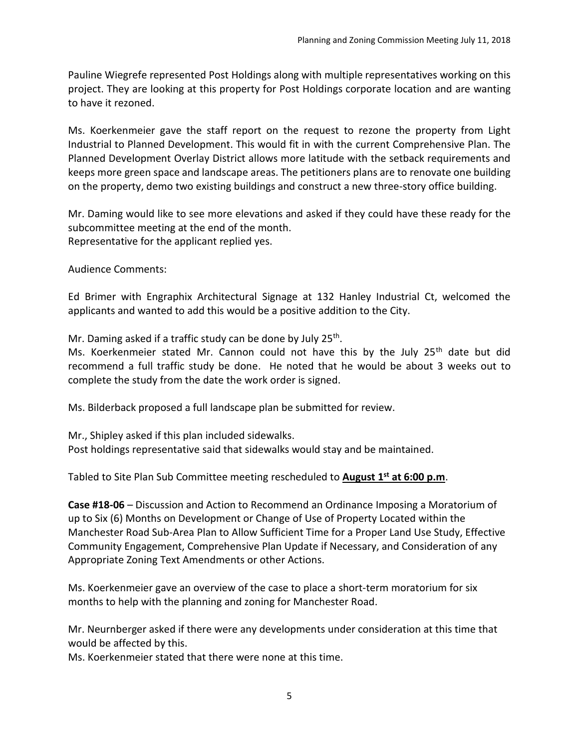Pauline Wiegrefe represented Post Holdings along with multiple representatives working on this project. They are looking at this property for Post Holdings corporate location and are wanting to have it rezoned.

Ms. Koerkenmeier gave the staff report on the request to rezone the property from Light Industrial to Planned Development. This would fit in with the current Comprehensive Plan. The Planned Development Overlay District allows more latitude with the setback requirements and keeps more green space and landscape areas. The petitioners plans are to renovate one building on the property, demo two existing buildings and construct a new three-story office building.

Mr. Daming would like to see more elevations and asked if they could have these ready for the subcommittee meeting at the end of the month.
Representative for the applicant replied yes.

Audience Comments:

Ed Brimer with Engraphix Architectural Signage at 132 Hanley Industrial Ct, welcomed the applicants and wanted to add this would be a positive addition to the City.

Mr. Daming asked if a traffic study can be done by July 25th.
Ms. Koerkenmeier stated Mr. Cannon could not have this by the July 25th date but did recommend a full traffic study be done. He noted that he would be about 3 weeks out to complete the study from the date the work order is signed.

Ms. Bilderback proposed a full landscape plan be submitted for review.

Mr., Shipley asked if this plan included sidewalks.
Post holdings representative said that sidewalks would stay and be maintained.

Tabled to Site Plan Sub Committee meeting rescheduled to **August 1st at 6:00 p.m**.

**Case #18-06** – Discussion and Action to Recommend an Ordinance Imposing a Moratorium of up to Six (6) Months on Development or Change of Use of Property Located within the Manchester Road Sub-Area Plan to Allow Sufficient Time for a Proper Land Use Study, Effective Community Engagement, Comprehensive Plan Update if Necessary, and Consideration of any Appropriate Zoning Text Amendments or other Actions.

Ms. Koerkenmeier gave an overview of the case to place a short-term moratorium for six months to help with the planning and zoning for Manchester Road.

Mr. Neurnberger asked if there were any developments under consideration at this time that would be affected by this.
Ms. Koerkenmeier stated that there were none at this time.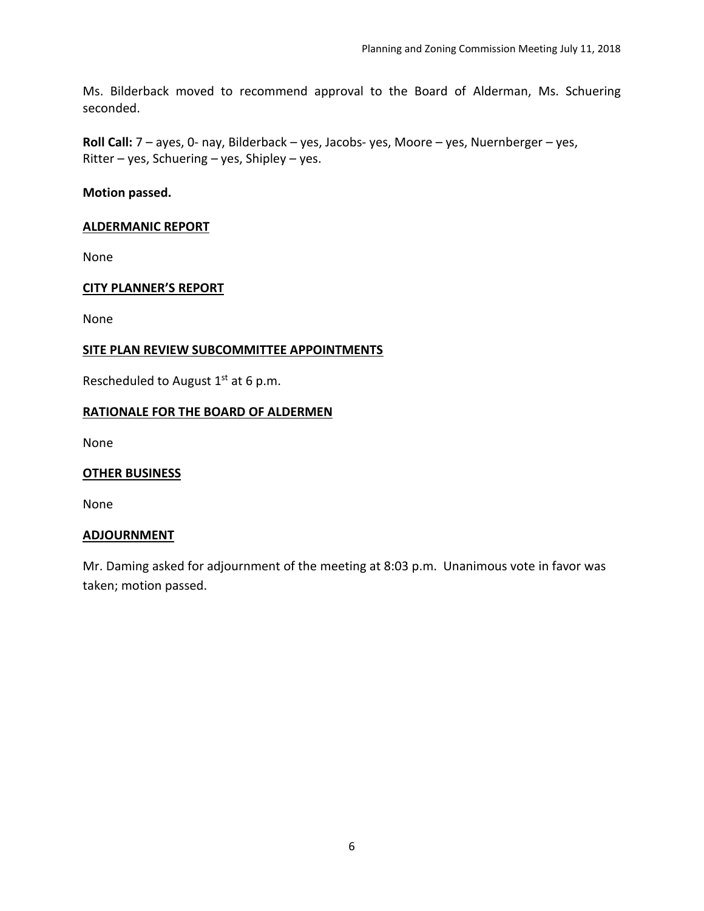Ms. Bilderback moved to recommend approval to the Board of Alderman, Ms. Schuering seconded.

**Roll Call:** 7 – ayes, 0- nay, Bilderback – yes, Jacobs- yes, Moore – yes, Nuernberger – yes, Ritter – yes, Schuering – yes, Shipley – yes.

**Motion passed.**

**ALDERMANIC REPORT**

None

**CITY PLANNER'S REPORT**

None

**SITE PLAN REVIEW SUBCOMMITTEE APPOINTMENTS**

Rescheduled to August 1st at 6 p.m.

**RATIONALE FOR THE BOARD OF ALDERMEN**

None

**OTHER BUSINESS**

None

**ADJOURNMENT**

Mr. Daming asked for adjournment of the meeting at 8:03 p.m. Unanimous vote in favor was taken; motion passed.